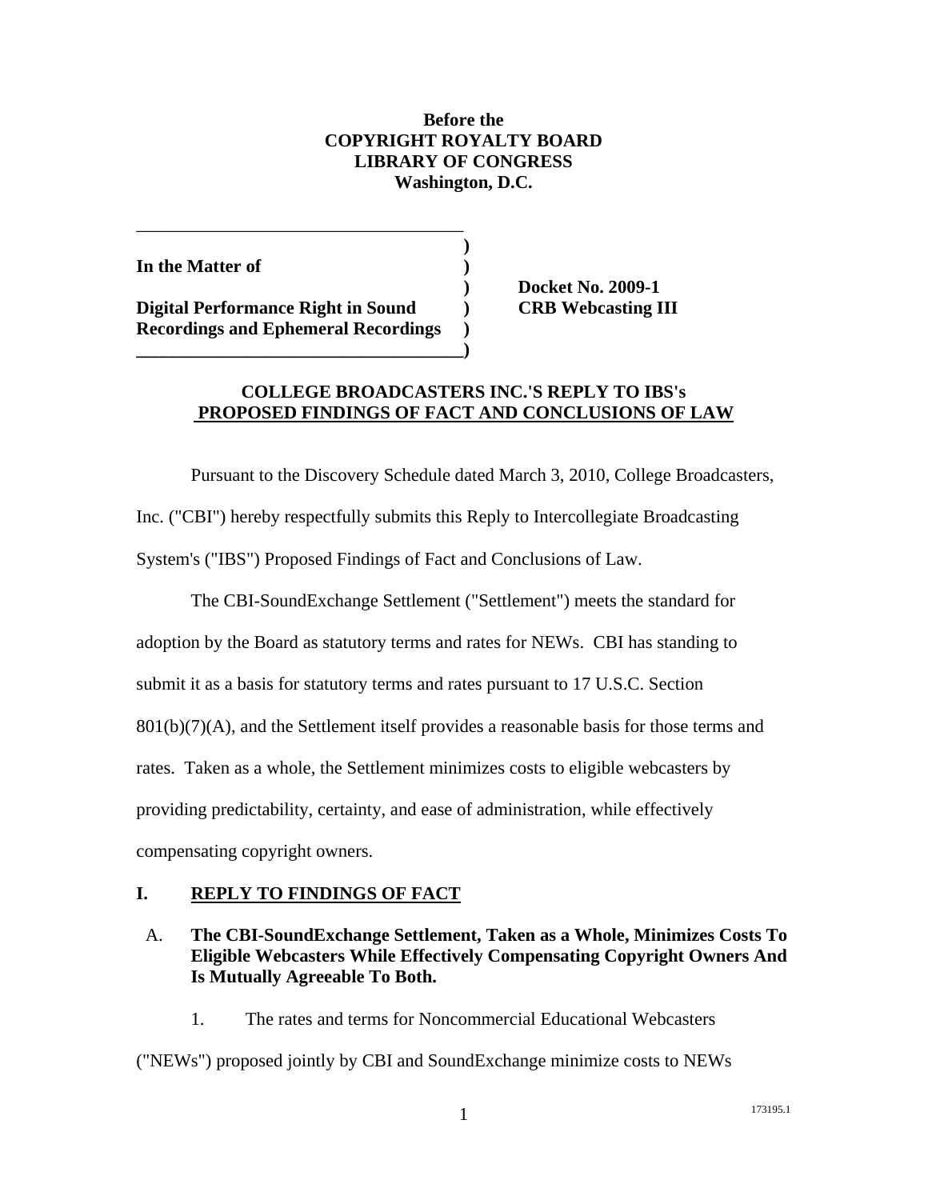**Before the**
**COPYRIGHT ROYALTY BOARD**
**LIBRARY OF CONGRESS**
**Washington, D.C.**

| | | |
|---|---|---|
| **In the Matter of** | ) | |
| | ) | **Docket No. 2009-1** |
| **Digital Performance Right in Sound Recordings and Ephemeral Recordings** | ) | **CRB Webcasting III** |

## COLLEGE BROADCASTERS INC.'S REPLY TO IBS's PROPOSED FINDINGS OF FACT AND CONCLUSIONS OF LAW

Pursuant to the Discovery Schedule dated March 3, 2010, College Broadcasters, Inc. ("CBI") hereby respectfully submits this Reply to Intercollegiate Broadcasting System's ("IBS") Proposed Findings of Fact and Conclusions of Law.

The CBI-SoundExchange Settlement ("Settlement") meets the standard for adoption by the Board as statutory terms and rates for NEWs. CBI has standing to submit it as a basis for statutory terms and rates pursuant to 17 U.S.C. Section 801(b)(7)(A), and the Settlement itself provides a reasonable basis for those terms and rates. Taken as a whole, the Settlement minimizes costs to eligible webcasters by providing predictability, certainty, and ease of administration, while effectively compensating copyright owners.

## I. REPLY TO FINDINGS OF FACT

### A. The CBI-SoundExchange Settlement, Taken as a Whole, Minimizes Costs To Eligible Webcasters While Effectively Compensating Copyright Owners And Is Mutually Agreeable To Both.

1. The rates and terms for Noncommercial Educational Webcasters ("NEWs") proposed jointly by CBI and SoundExchange minimize costs to NEWs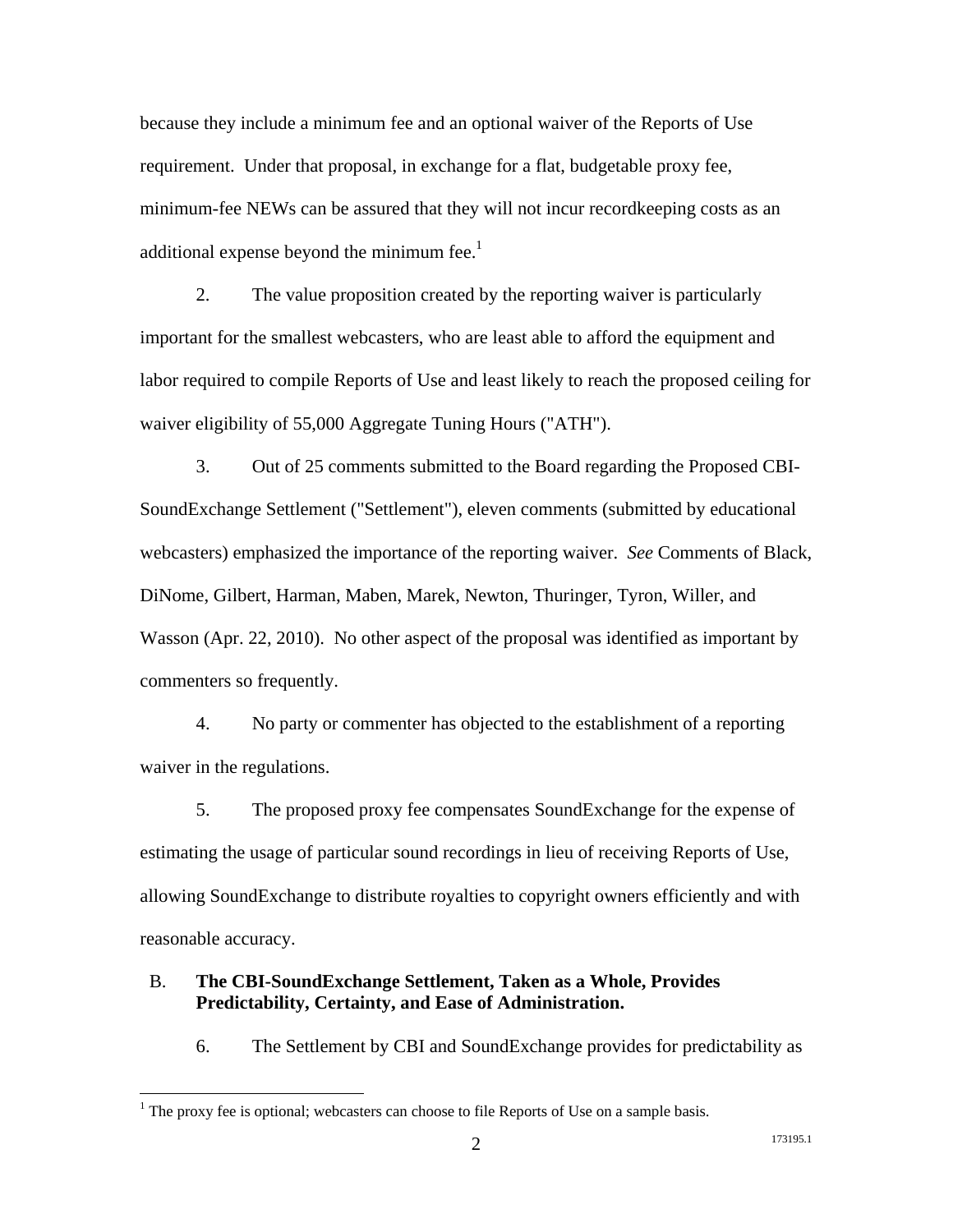because they include a minimum fee and an optional waiver of the Reports of Use requirement. Under that proposal, in exchange for a flat, budgetable proxy fee, minimum-fee NEWs can be assured that they will not incur recordkeeping costs as an additional expense beyond the minimum fee.[1]

2. The value proposition created by the reporting waiver is particularly important for the smallest webcasters, who are least able to afford the equipment and labor required to compile Reports of Use and least likely to reach the proposed ceiling for waiver eligibility of 55,000 Aggregate Tuning Hours ("ATH").

3. Out of 25 comments submitted to the Board regarding the Proposed CBI-SoundExchange Settlement ("Settlement"), eleven comments (submitted by educational webcasters) emphasized the importance of the reporting waiver. *See* Comments of Black, DiNome, Gilbert, Harman, Maben, Marek, Newton, Thuringer, Tyron, Willer, and Wasson (Apr. 22, 2010). No other aspect of the proposal was identified as important by commenters so frequently.

4. No party or commenter has objected to the establishment of a reporting waiver in the regulations.

5. The proposed proxy fee compensates SoundExchange for the expense of estimating the usage of particular sound recordings in lieu of receiving Reports of Use, allowing SoundExchange to distribute royalties to copyright owners efficiently and with reasonable accuracy.

### B. The CBI-SoundExchange Settlement, Taken as a Whole, Provides Predictability, Certainty, and Ease of Administration.

6. The Settlement by CBI and SoundExchange provides for predictability as

---

[1] The proxy fee is optional; webcasters can choose to file Reports of Use on a sample basis.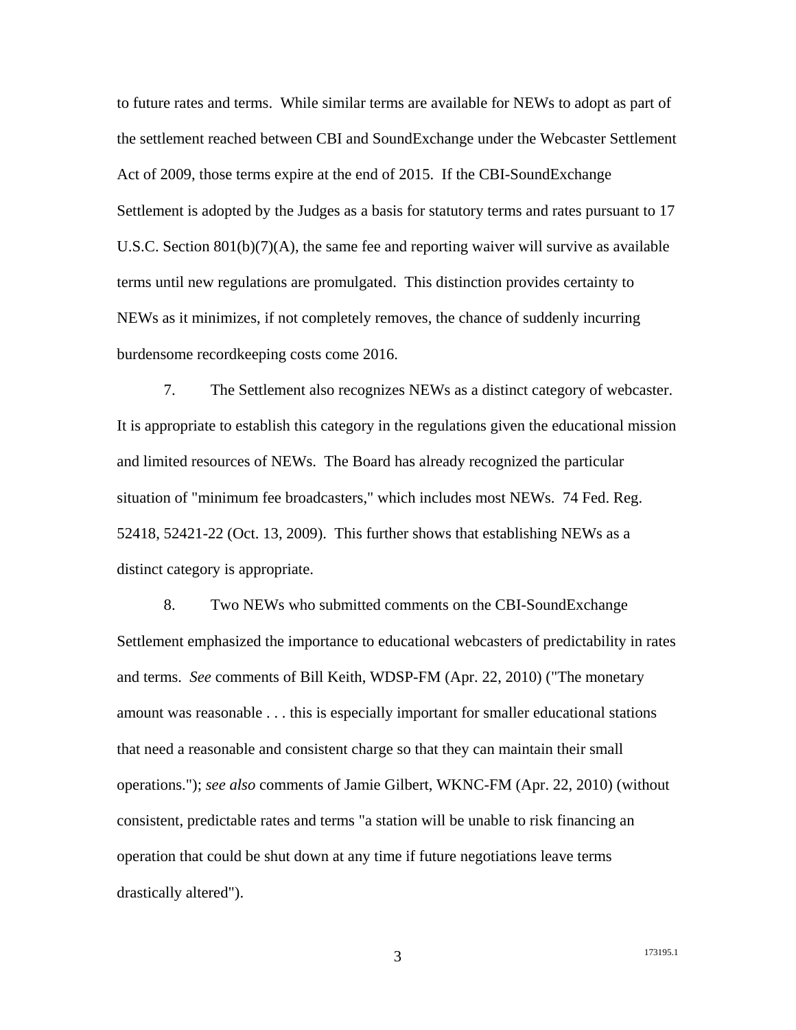to future rates and terms. While similar terms are available for NEWs to adopt as part of the settlement reached between CBI and SoundExchange under the Webcaster Settlement Act of 2009, those terms expire at the end of 2015. If the CBI-SoundExchange Settlement is adopted by the Judges as a basis for statutory terms and rates pursuant to 17 U.S.C. Section 801(b)(7)(A), the same fee and reporting waiver will survive as available terms until new regulations are promulgated. This distinction provides certainty to NEWs as it minimizes, if not completely removes, the chance of suddenly incurring burdensome recordkeeping costs come 2016.

7. The Settlement also recognizes NEWs as a distinct category of webcaster. It is appropriate to establish this category in the regulations given the educational mission and limited resources of NEWs. The Board has already recognized the particular situation of "minimum fee broadcasters," which includes most NEWs. 74 Fed. Reg. 52418, 52421-22 (Oct. 13, 2009). This further shows that establishing NEWs as a distinct category is appropriate.

8. Two NEWs who submitted comments on the CBI-SoundExchange Settlement emphasized the importance to educational webcasters of predictability in rates and terms. *See* comments of Bill Keith, WDSP-FM (Apr. 22, 2010) ("The monetary amount was reasonable . . . this is especially important for smaller educational stations that need a reasonable and consistent charge so that they can maintain their small operations."); *see also* comments of Jamie Gilbert, WKNC-FM (Apr. 22, 2010) (without consistent, predictable rates and terms "a station will be unable to risk financing an operation that could be shut down at any time if future negotiations leave terms drastically altered").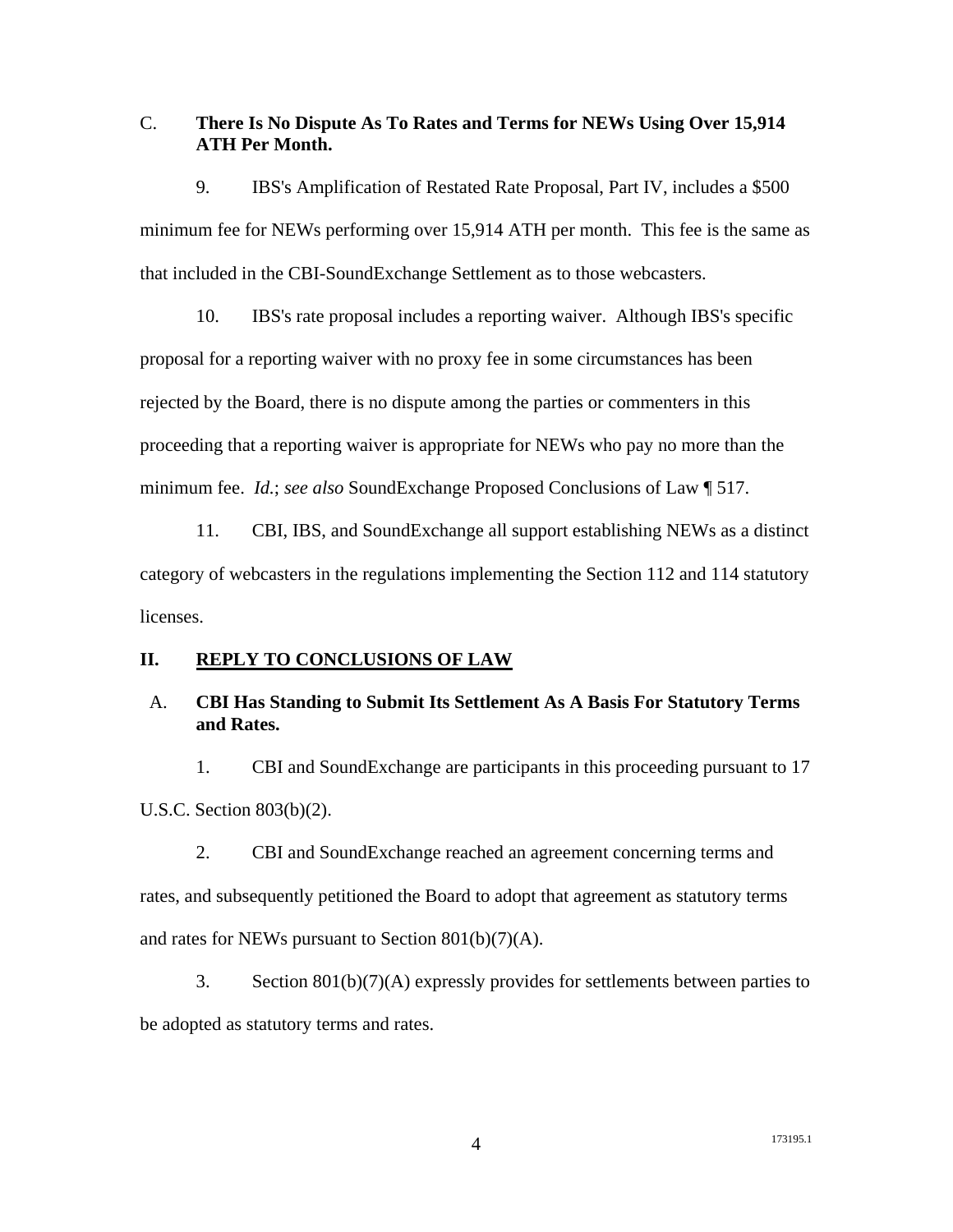### C. There Is No Dispute As To Rates and Terms for NEWs Using Over 15,914 ATH Per Month.

9. IBS's Amplification of Restated Rate Proposal, Part IV, includes a $500 minimum fee for NEWs performing over 15,914 ATH per month. This fee is the same as that included in the CBI-SoundExchange Settlement as to those webcasters.

10. IBS's rate proposal includes a reporting waiver. Although IBS's specific proposal for a reporting waiver with no proxy fee in some circumstances has been rejected by the Board, there is no dispute among the parties or commenters in this proceeding that a reporting waiver is appropriate for NEWs who pay no more than the minimum fee. *Id.*; *see also* SoundExchange Proposed Conclusions of Law ¶ 517.

11. CBI, IBS, and SoundExchange all support establishing NEWs as a distinct category of webcasters in the regulations implementing the Section 112 and 114 statutory licenses.

## II. REPLY TO CONCLUSIONS OF LAW

### A. CBI Has Standing to Submit Its Settlement As A Basis For Statutory Terms and Rates.

1. CBI and SoundExchange are participants in this proceeding pursuant to 17 U.S.C. Section 803(b)(2).

2. CBI and SoundExchange reached an agreement concerning terms and rates, and subsequently petitioned the Board to adopt that agreement as statutory terms and rates for NEWs pursuant to Section 801(b)(7)(A).

3. Section 801(b)(7)(A) expressly provides for settlements between parties to be adopted as statutory terms and rates.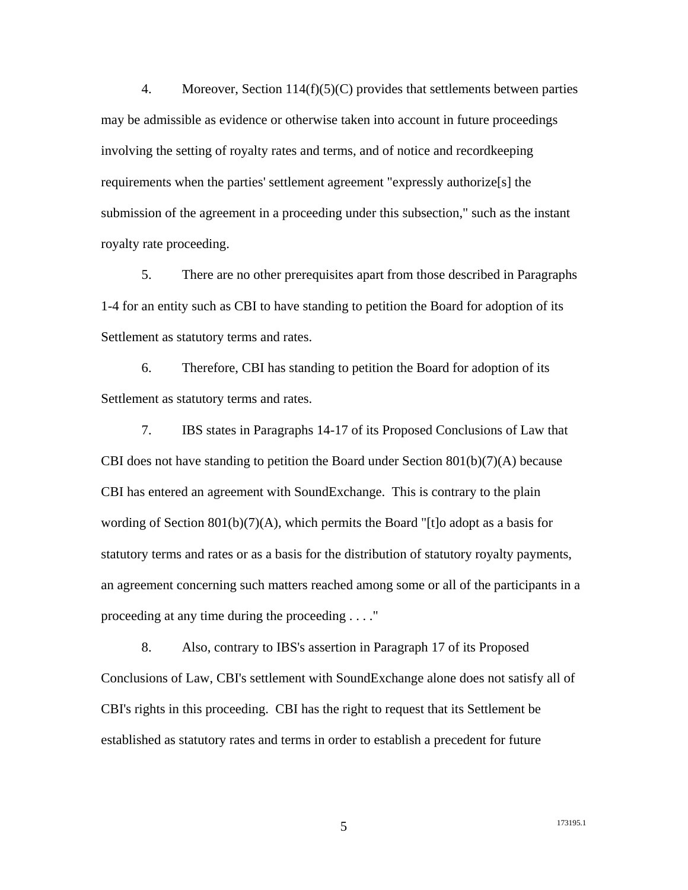4. Moreover, Section 114(f)(5)(C) provides that settlements between parties may be admissible as evidence or otherwise taken into account in future proceedings involving the setting of royalty rates and terms, and of notice and recordkeeping requirements when the parties' settlement agreement "expressly authorize[s] the submission of the agreement in a proceeding under this subsection," such as the instant royalty rate proceeding.

5. There are no other prerequisites apart from those described in Paragraphs 1-4 for an entity such as CBI to have standing to petition the Board for adoption of its Settlement as statutory terms and rates.

6. Therefore, CBI has standing to petition the Board for adoption of its Settlement as statutory terms and rates.

7. IBS states in Paragraphs 14-17 of its Proposed Conclusions of Law that CBI does not have standing to petition the Board under Section 801(b)(7)(A) because CBI has entered an agreement with SoundExchange. This is contrary to the plain wording of Section 801(b)(7)(A), which permits the Board "[t]o adopt as a basis for statutory terms and rates or as a basis for the distribution of statutory royalty payments, an agreement concerning such matters reached among some or all of the participants in a proceeding at any time during the proceeding . . . ."

8. Also, contrary to IBS's assertion in Paragraph 17 of its Proposed Conclusions of Law, CBI's settlement with SoundExchange alone does not satisfy all of CBI's rights in this proceeding. CBI has the right to request that its Settlement be established as statutory rates and terms in order to establish a precedent for future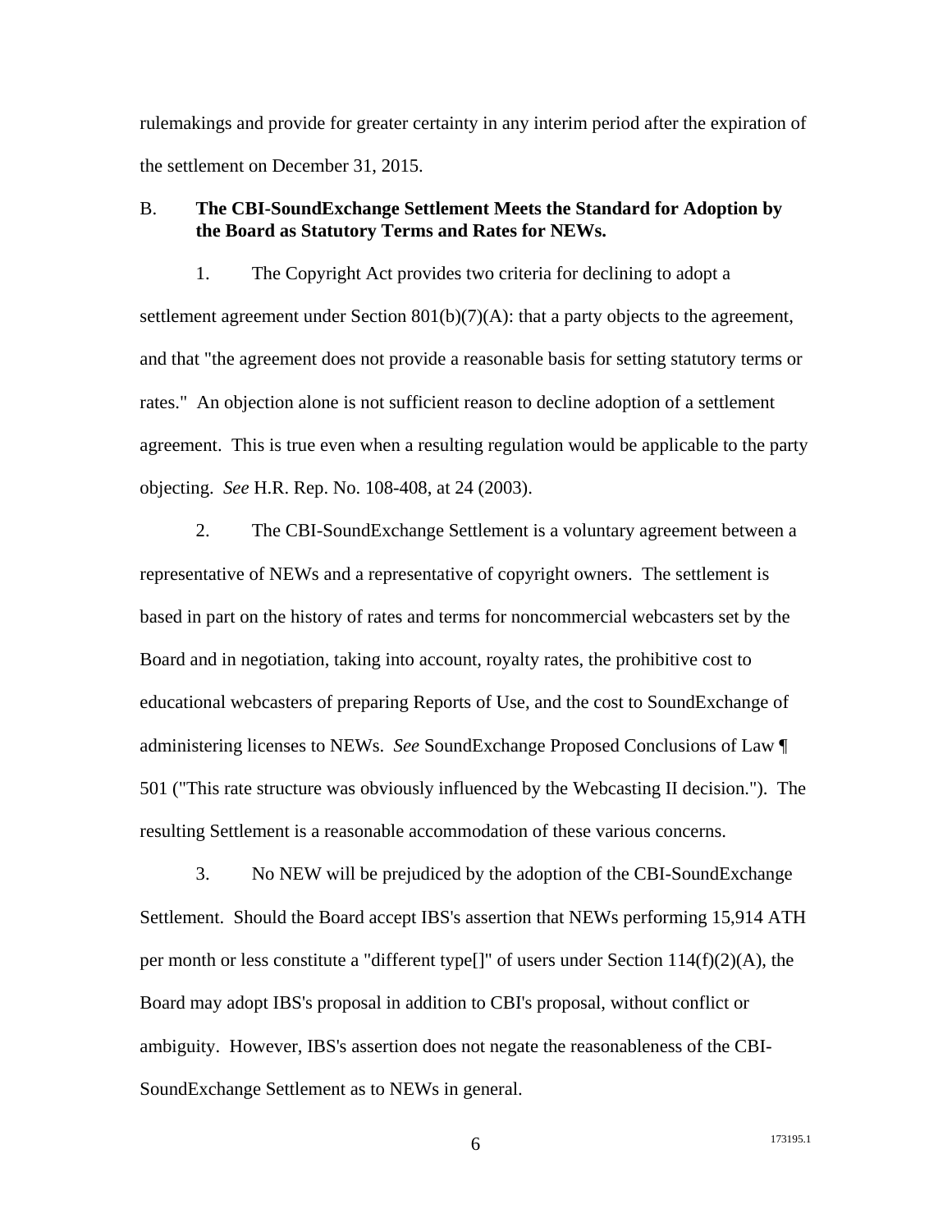rulemakings and provide for greater certainty in any interim period after the expiration of the settlement on December 31, 2015.

### B. **The CBI-SoundExchange Settlement Meets the Standard for Adoption by the Board as Statutory Terms and Rates for NEWs.**

1. The Copyright Act provides two criteria for declining to adopt a settlement agreement under Section 801(b)(7)(A): that a party objects to the agreement, and that "the agreement does not provide a reasonable basis for setting statutory terms or rates." An objection alone is not sufficient reason to decline adoption of a settlement agreement. This is true even when a resulting regulation would be applicable to the party objecting. *See* H.R. Rep. No. 108-408, at 24 (2003).

2. The CBI-SoundExchange Settlement is a voluntary agreement between a representative of NEWs and a representative of copyright owners. The settlement is based in part on the history of rates and terms for noncommercial webcasters set by the Board and in negotiation, taking into account, royalty rates, the prohibitive cost to educational webcasters of preparing Reports of Use, and the cost to SoundExchange of administering licenses to NEWs. *See* SoundExchange Proposed Conclusions of Law ¶ 501 ("This rate structure was obviously influenced by the Webcasting II decision."). The resulting Settlement is a reasonable accommodation of these various concerns.

3. No NEW will be prejudiced by the adoption of the CBI-SoundExchange Settlement. Should the Board accept IBS's assertion that NEWs performing 15,914 ATH per month or less constitute a "different type[]" of users under Section 114(f)(2)(A), the Board may adopt IBS's proposal in addition to CBI's proposal, without conflict or ambiguity. However, IBS's assertion does not negate the reasonableness of the CBI-SoundExchange Settlement as to NEWs in general.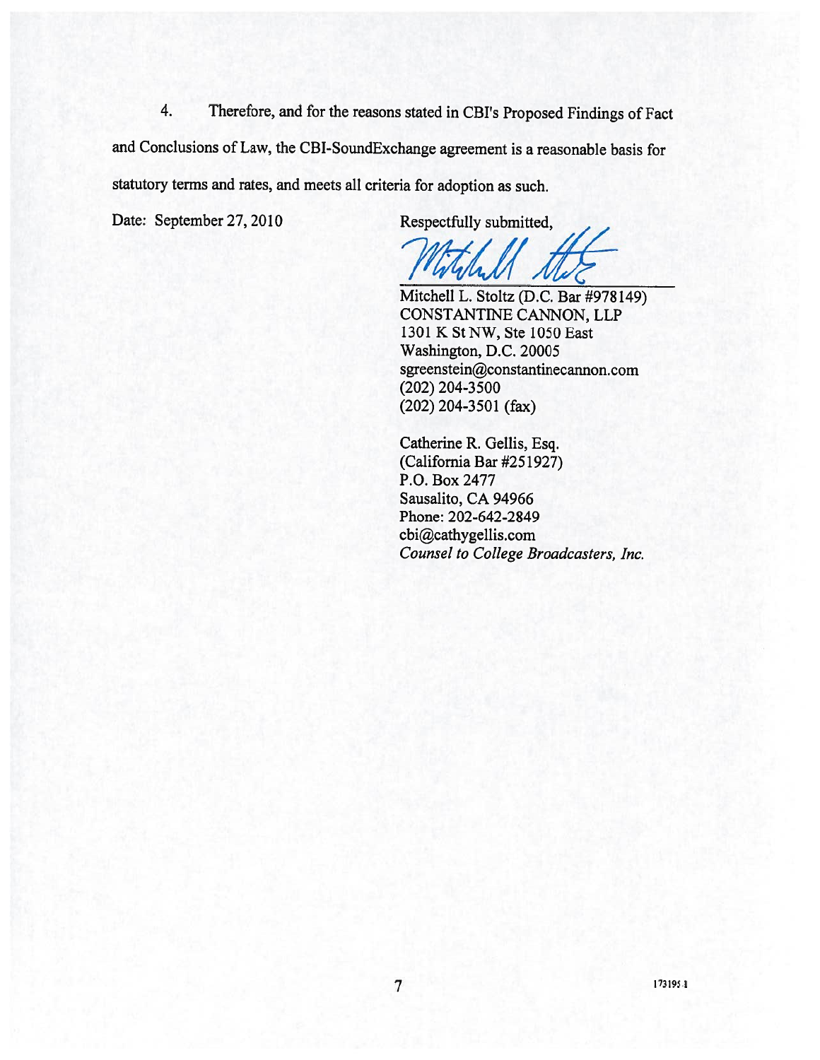4. Therefore, and for the reasons stated in CBI's Proposed Findings of Fact and Conclusions of Law, the CBI-SoundExchange agreement is a reasonable basis for statutory terms and rates, and meets all criteria for adoption as such.

Date: September 27, 2010

Respectfully submitted,

Mitchell L. Stoltz (D.C. Bar #978149)
CONSTANTINE CANNON, LLP
1301 K St NW, Ste 1050 East
Washington, D.C. 20005
sgreenstein@constantinecannon.com
(202) 204-3500
(202) 204-3501 (fax)

Catherine R. Gellis, Esq.
(California Bar #251927)
P.O. Box 2477
Sausalito, CA 94966
Phone: 202-642-2849
cbi@cathygellis.com
*Counsel to College Broadcasters, Inc.*

173195.1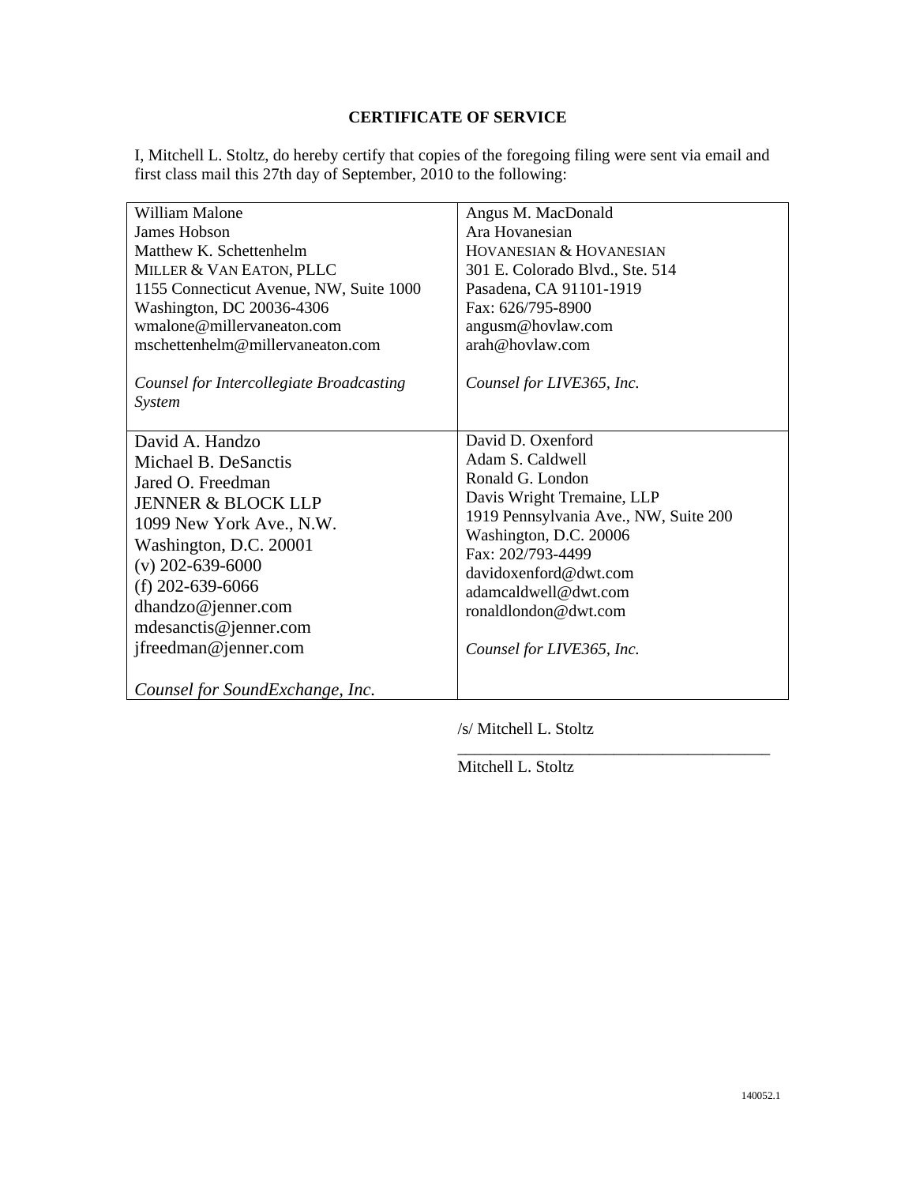**CERTIFICATE OF SERVICE**

I, Mitchell L. Stoltz, do hereby certify that copies of the foregoing filing were sent via email and first class mail this 27th day of September, 2010 to the following:

| | |
|---|---|
| William Malone<br>James Hobson<br>Matthew K. Schettenhelm<br>MILLER & VAN EATON, PLLC<br>1155 Connecticut Avenue, NW, Suite 1000<br>Washington, DC 20036-4306<br>wmalone@millervaneaton.com<br>mschettenhelm@millervaneaton.com<br><br>*Counsel for Intercollegiate Broadcasting System* | Angus M. MacDonald<br>Ara Hovanesian<br>HOVANESIAN & HOVANESIAN<br>301 E. Colorado Blvd., Ste. 514<br>Pasadena, CA 91101-1919<br>Fax: 626/795-8900<br>angusm@hovlaw.com<br>arah@hovlaw.com<br><br>*Counsel for LIVE365, Inc.* |
| David A. Handzo<br>Michael B. DeSanctis<br>Jared O. Freedman<br>JENNER & BLOCK LLP<br>1099 New York Ave., N.W.<br>Washington, D.C. 20001<br>(v) 202-639-6000<br>(f) 202-639-6066<br>dhandzo@jenner.com<br>mdesanctis@jenner.com<br>jfreedman@jenner.com<br><br>*Counsel for SoundExchange, Inc.* | David D. Oxenford<br>Adam S. Caldwell<br>Ronald G. London<br>Davis Wright Tremaine, LLP<br>1919 Pennsylvania Ave., NW, Suite 200<br>Washington, D.C. 20006<br>Fax: 202/793-4499<br>davidoxenford@dwt.com<br>adamcaldwell@dwt.com<br>ronaldlondon@dwt.com<br><br>*Counsel for LIVE365, Inc.* |

/s/ Mitchell L. Stoltz
\_\_\_\_\_\_\_\_\_\_\_\_\_\_\_\_\_\_\_\_\_\_\_\_\_\_\_\_\_\_\_\_\_\_\_\_\_\_
Mitchell L. Stoltz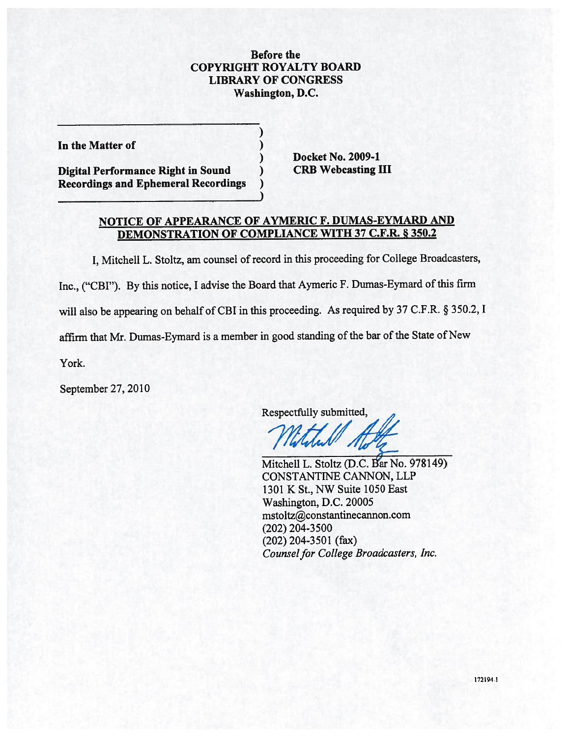**Before the**
**COPYRIGHT ROYALTY BOARD**
**LIBRARY OF CONGRESS**
**Washington, D.C.**

| | |
|---|---|
| **In the Matter of** <br><br> **Digital Performance Right in Sound Recordings and Ephemeral Recordings** | **Docket No. 2009-1** <br> **CRB Webcasting III** |

## NOTICE OF APPEARANCE OF AYMERIC F. DUMAS-EYMARD AND DEMONSTRATION OF COMPLIANCE WITH 37 C.F.R. § 350.2

I, Mitchell L. Stoltz, am counsel of record in this proceeding for College Broadcasters, Inc., ("CBI"). By this notice, I advise the Board that Aymeric F. Dumas-Eymard of this firm will also be appearing on behalf of CBI in this proceeding. As required by 37 C.F.R. § 350.2, I affirm that Mr. Dumas-Eymard is a member in good standing of the bar of the State of New York.

September 27, 2010

Respectfully submitted,

Mitchell L. Stoltz (D.C. Bar No. 978149)
CONSTANTINE CANNON, LLP
1301 K St., NW Suite 1050 East
Washington, D.C. 20005
mstoltz@constantinecannon.com
(202) 204-3500
(202) 204-3501 (fax)
*Counsel for College Broadcasters, Inc.*

172194.1